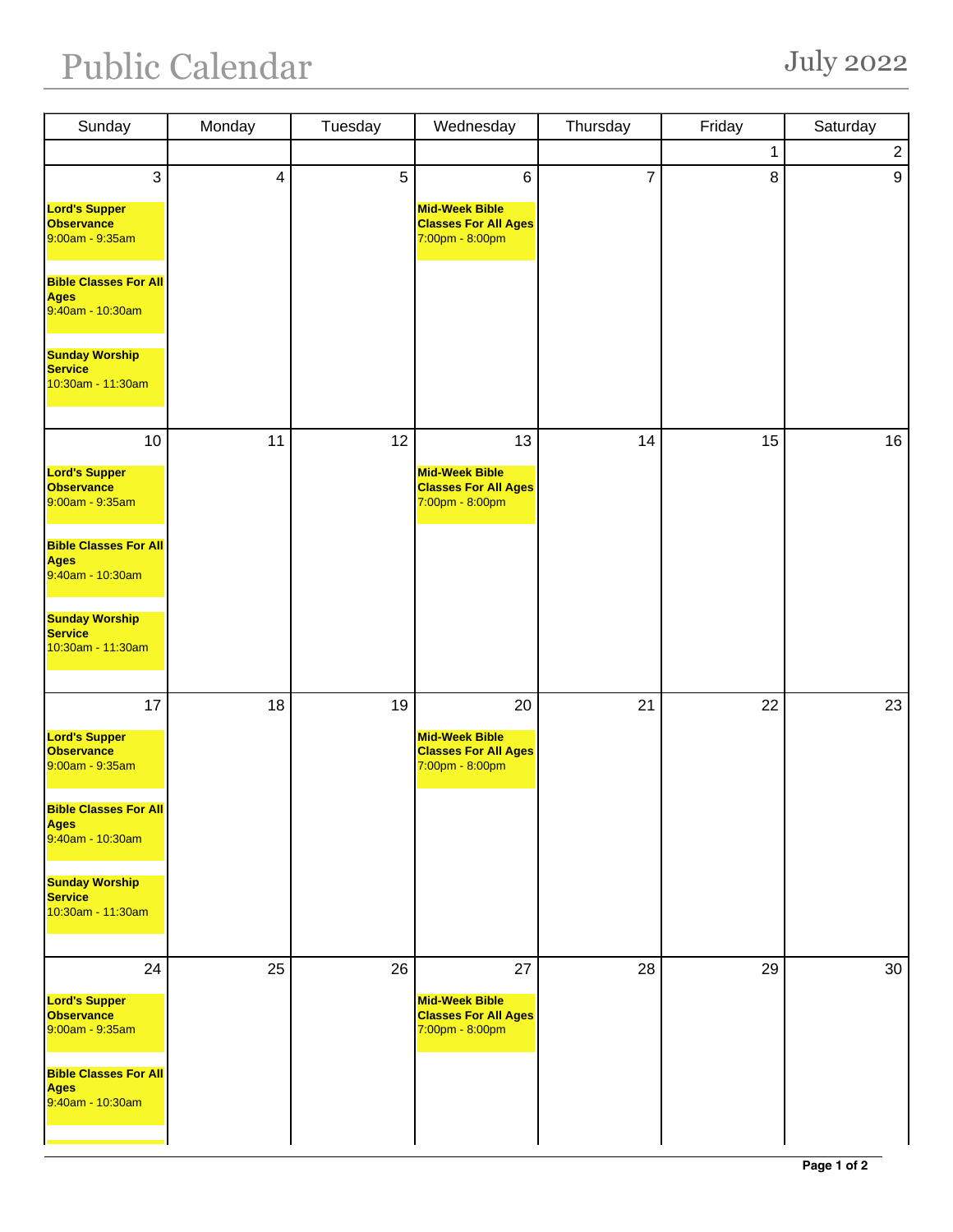# Public Calendar

July 2022

| Sunday | Monday | Tuesday | Wednesday | Thursday | Friday | Saturday |
|---|---|---|---|---|---|---|
| | | | | | 1 | 2 |
| 3<br>**Lord's Supper Observance**<br>9:00am - 9:35am<br>**Bible Classes For All Ages**<br>9:40am - 10:30am<br>**Sunday Worship Service**<br>10:30am - 11:30am | 4 | 5 | 6<br>**Mid-Week Bible Classes For All Ages**<br>7:00pm - 8:00pm | 7 | 8 | 9 |
| 10<br>**Lord's Supper Observance**<br>9:00am - 9:35am<br>**Bible Classes For All Ages**<br>9:40am - 10:30am<br>**Sunday Worship Service**<br>10:30am - 11:30am | 11 | 12 | 13<br>**Mid-Week Bible Classes For All Ages**<br>7:00pm - 8:00pm | 14 | 15 | 16 |
| 17<br>**Lord's Supper Observance**<br>9:00am - 9:35am<br>**Bible Classes For All Ages**<br>9:40am - 10:30am<br>**Sunday Worship Service**<br>10:30am - 11:30am | 18 | 19 | 20<br>**Mid-Week Bible Classes For All Ages**<br>7:00pm - 8:00pm | 21 | 22 | 23 |
| 24<br>**Lord's Supper Observance**<br>9:00am - 9:35am<br>**Bible Classes For All Ages**<br>9:40am - 10:30am | 25 | 26 | 27<br>**Mid-Week Bible Classes For All Ages**<br>7:00pm - 8:00pm | 28 | 29 | 30 |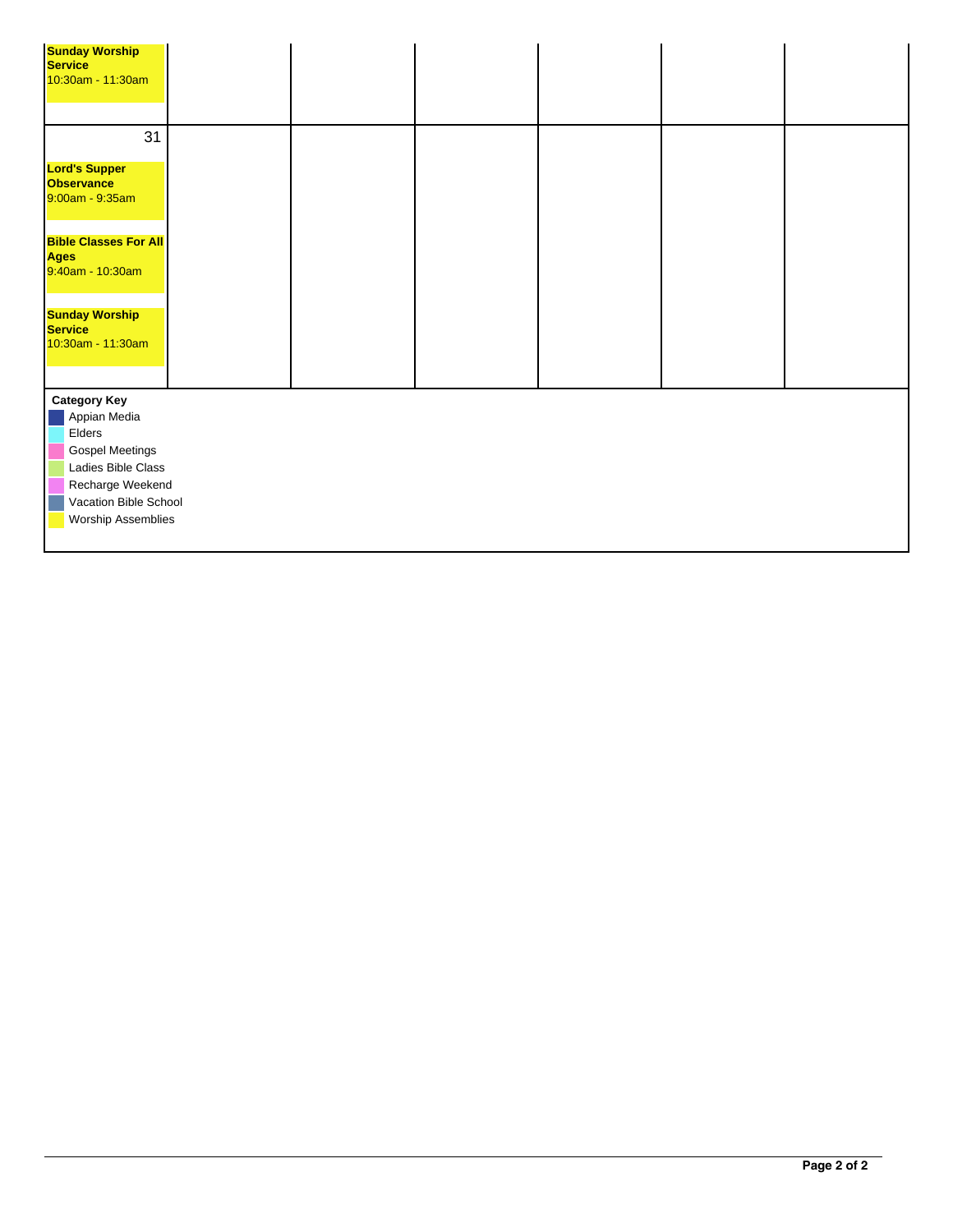| | | | | | | |
|---|---|---|---|---|---|---|
| **Sunday Worship Service** 10:30am - 11:30am | | | | | | |
| 31 **Lord's Supper Observance** 9:00am - 9:35am **Bible Classes For All Ages** 9:40am - 10:30am **Sunday Worship Service** 10:30am - 11:30am | | | | | | |

**Category Key**

- Appian Media
- Elders
- Gospel Meetings
- Ladies Bible Class
- Recharge Weekend
- Vacation Bible School
- Worship Assemblies